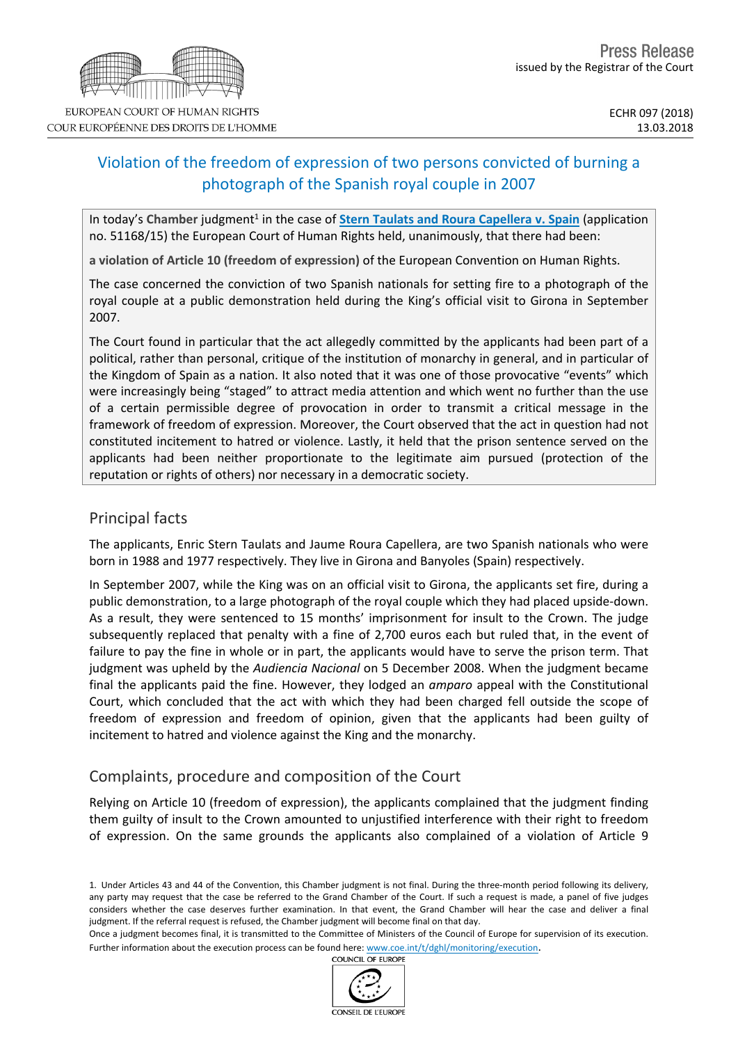EUROPEAN COURT OF HUMAN RIGHTS
COUR EUROPÉENNE DES DROITS DE L'HOMME

Press Release
issued by the Registrar of the Court

ECHR 097 (2018)
13.03.2018

# Violation of the freedom of expression of two persons convicted of burning a photograph of the Spanish royal couple in 2007

In today's **Chamber** judgment[1] in the case of **Stern Taulats and Roura Capellera v. Spain** (application no. 51168/15) the European Court of Human Rights held, unanimously, that there had been:

**a violation of Article 10 (freedom of expression)** of the European Convention on Human Rights.

The case concerned the conviction of two Spanish nationals for setting fire to a photograph of the royal couple at a public demonstration held during the King's official visit to Girona in September 2007.

The Court found in particular that the act allegedly committed by the applicants had been part of a political, rather than personal, critique of the institution of monarchy in general, and in particular of the Kingdom of Spain as a nation. It also noted that it was one of those provocative "events" which were increasingly being "staged" to attract media attention and which went no further than the use of a certain permissible degree of provocation in order to transmit a critical message in the framework of freedom of expression. Moreover, the Court observed that the act in question had not constituted incitement to hatred or violence. Lastly, it held that the prison sentence served on the applicants had been neither proportionate to the legitimate aim pursued (protection of the reputation or rights of others) nor necessary in a democratic society.

## Principal facts

The applicants, Enric Stern Taulats and Jaume Roura Capellera, are two Spanish nationals who were born in 1988 and 1977 respectively. They live in Girona and Banyoles (Spain) respectively.

In September 2007, while the King was on an official visit to Girona, the applicants set fire, during a public demonstration, to a large photograph of the royal couple which they had placed upside-down. As a result, they were sentenced to 15 months' imprisonment for insult to the Crown. The judge subsequently replaced that penalty with a fine of 2,700 euros each but ruled that, in the event of failure to pay the fine in whole or in part, the applicants would have to serve the prison term. That judgment was upheld by the *Audiencia Nacional* on 5 December 2008. When the judgment became final the applicants paid the fine. However, they lodged an *amparo* appeal with the Constitutional Court, which concluded that the act with which they had been charged fell outside the scope of freedom of expression and freedom of opinion, given that the applicants had been guilty of incitement to hatred and violence against the King and the monarchy.

## Complaints, procedure and composition of the Court

Relying on Article 10 (freedom of expression), the applicants complained that the judgment finding them guilty of insult to the Crown amounted to unjustified interference with their right to freedom of expression. On the same grounds the applicants also complained of a violation of Article 9

1. Under Articles 43 and 44 of the Convention, this Chamber judgment is not final. During the three-month period following its delivery, any party may request that the case be referred to the Grand Chamber of the Court. If such a request is made, a panel of five judges considers whether the case deserves further examination. In that event, the Grand Chamber will hear the case and deliver a final judgment. If the referral request is refused, the Chamber judgment will become final on that day.
Once a judgment becomes final, it is transmitted to the Committee of Ministers of the Council of Europe for supervision of its execution. Further information about the execution process can be found here: www.coe.int/t/dghl/monitoring/execution.

COUNCIL OF EUROPE
CONSEIL DE L'EUROPE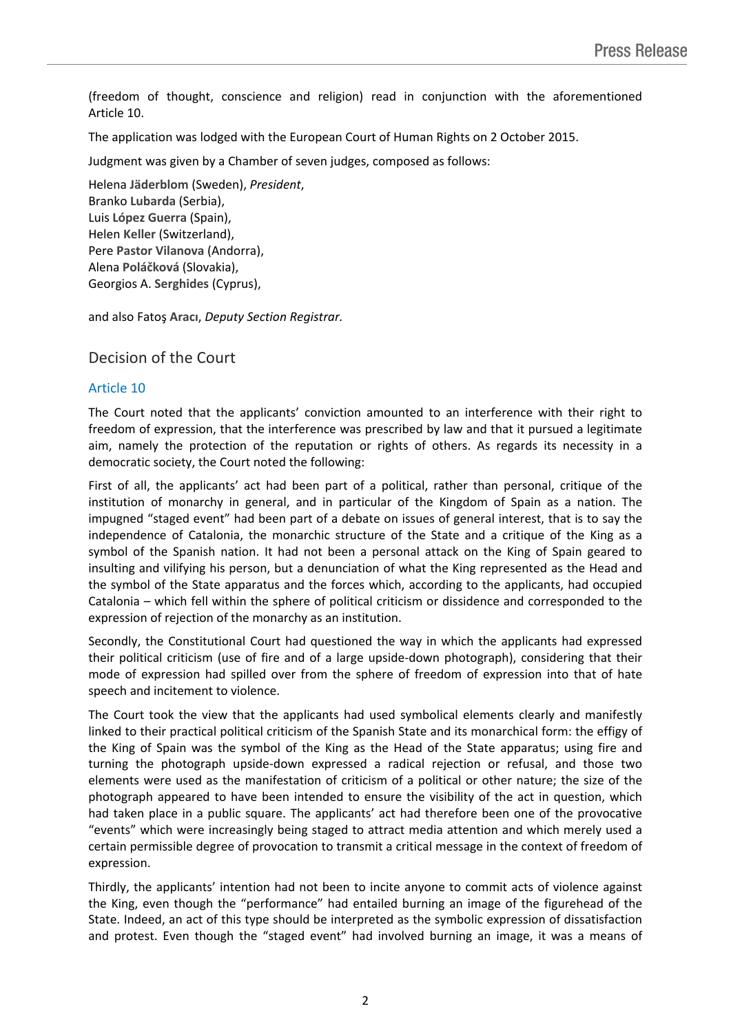(freedom of thought, conscience and religion) read in conjunction with the aforementioned Article 10.

The application was lodged with the European Court of Human Rights on 2 October 2015.

Judgment was given by a Chamber of seven judges, composed as follows:

Helena **Jäderblom** (Sweden), *President*,
Branko **Lubarda** (Serbia),
Luis **López Guerra** (Spain),
Helen **Keller** (Switzerland),
Pere **Pastor Vilanova** (Andorra),
Alena **Poláčková** (Slovakia),
Georgios A. **Serghides** (Cyprus),

and also Fatoş **Aracı**, *Deputy Section Registrar.*

## Decision of the Court

### Article 10

The Court noted that the applicants' conviction amounted to an interference with their right to freedom of expression, that the interference was prescribed by law and that it pursued a legitimate aim, namely the protection of the reputation or rights of others. As regards its necessity in a democratic society, the Court noted the following:

First of all, the applicants' act had been part of a political, rather than personal, critique of the institution of monarchy in general, and in particular of the Kingdom of Spain as a nation. The impugned "staged event" had been part of a debate on issues of general interest, that is to say the independence of Catalonia, the monarchic structure of the State and a critique of the King as a symbol of the Spanish nation. It had not been a personal attack on the King of Spain geared to insulting and vilifying his person, but a denunciation of what the King represented as the Head and the symbol of the State apparatus and the forces which, according to the applicants, had occupied Catalonia – which fell within the sphere of political criticism or dissidence and corresponded to the expression of rejection of the monarchy as an institution.

Secondly, the Constitutional Court had questioned the way in which the applicants had expressed their political criticism (use of fire and of a large upside-down photograph), considering that their mode of expression had spilled over from the sphere of freedom of expression into that of hate speech and incitement to violence.

The Court took the view that the applicants had used symbolical elements clearly and manifestly linked to their practical political criticism of the Spanish State and its monarchical form: the effigy of the King of Spain was the symbol of the King as the Head of the State apparatus; using fire and turning the photograph upside-down expressed a radical rejection or refusal, and those two elements were used as the manifestation of criticism of a political or other nature; the size of the photograph appeared to have been intended to ensure the visibility of the act in question, which had taken place in a public square. The applicants' act had therefore been one of the provocative "events" which were increasingly being staged to attract media attention and which merely used a certain permissible degree of provocation to transmit a critical message in the context of freedom of expression.

Thirdly, the applicants' intention had not been to incite anyone to commit acts of violence against the King, even though the "performance" had entailed burning an image of the figurehead of the State. Indeed, an act of this type should be interpreted as the symbolic expression of dissatisfaction and protest. Even though the "staged event" had involved burning an image, it was a means of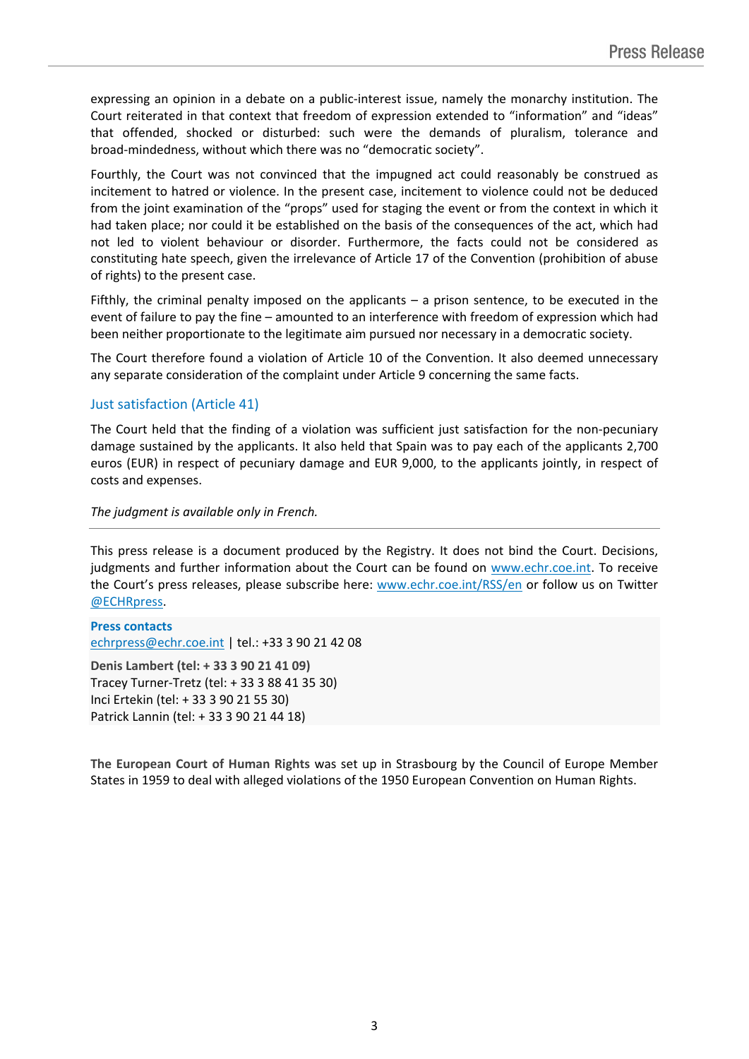expressing an opinion in a debate on a public-interest issue, namely the monarchy institution. The Court reiterated in that context that freedom of expression extended to “information” and “ideas” that offended, shocked or disturbed: such were the demands of pluralism, tolerance and broad-mindedness, without which there was no “democratic society”.

Fourthly, the Court was not convinced that the impugned act could reasonably be construed as incitement to hatred or violence. In the present case, incitement to violence could not be deduced from the joint examination of the “props” used for staging the event or from the context in which it had taken place; nor could it be established on the basis of the consequences of the act, which had not led to violent behaviour or disorder. Furthermore, the facts could not be considered as constituting hate speech, given the irrelevance of Article 17 of the Convention (prohibition of abuse of rights) to the present case.

Fifthly, the criminal penalty imposed on the applicants – a prison sentence, to be executed in the event of failure to pay the fine – amounted to an interference with freedom of expression which had been neither proportionate to the legitimate aim pursued nor necessary in a democratic society.

The Court therefore found a violation of Article 10 of the Convention. It also deemed unnecessary any separate consideration of the complaint under Article 9 concerning the same facts.

## Just satisfaction (Article 41)

The Court held that the finding of a violation was sufficient just satisfaction for the non-pecuniary damage sustained by the applicants. It also held that Spain was to pay each of the applicants 2,700 euros (EUR) in respect of pecuniary damage and EUR 9,000, to the applicants jointly, in respect of costs and expenses.

*The judgment is available only in French.*

---

This press release is a document produced by the Registry. It does not bind the Court. Decisions, judgments and further information about the Court can be found on www.echr.coe.int. To receive the Court’s press releases, please subscribe here: www.echr.coe.int/RSS/en or follow us on Twitter @ECHRpress.

**Press contacts**
echrpress@echr.coe.int | tel.: +33 3 90 21 42 08

**Denis Lambert (tel: + 33 3 90 21 41 09)**
Tracey Turner-Tretz (tel: + 33 3 88 41 35 30)
Inci Ertekin (tel: + 33 3 90 21 55 30)
Patrick Lannin (tel: + 33 3 90 21 44 18)

**The European Court of Human Rights** was set up in Strasbourg by the Council of Europe Member States in 1959 to deal with alleged violations of the 1950 European Convention on Human Rights.